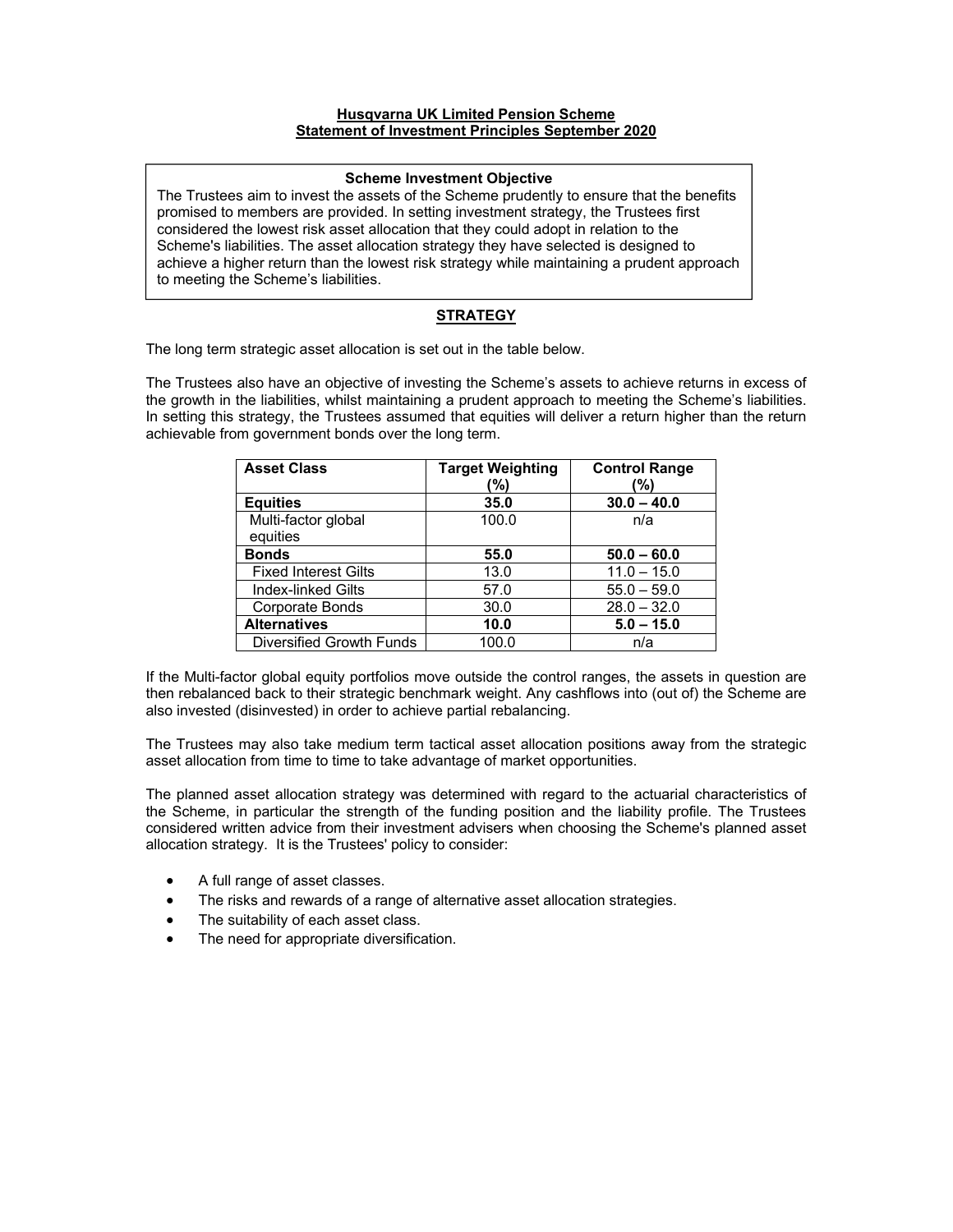# Husqvarna UK Limited Pension Scheme
# Statement of Investment Principles September 2020

**Scheme Investment Objective**

The Trustees aim to invest the assets of the Scheme prudently to ensure that the benefits promised to members are provided. In setting investment strategy, the Trustees first considered the lowest risk asset allocation that they could adopt in relation to the Scheme's liabilities. The asset allocation strategy they have selected is designed to achieve a higher return than the lowest risk strategy while maintaining a prudent approach to meeting the Scheme's liabilities.

## STRATEGY

The long term strategic asset allocation is set out in the table below.

The Trustees also have an objective of investing the Scheme's assets to achieve returns in excess of the growth in the liabilities, whilst maintaining a prudent approach to meeting the Scheme's liabilities. In setting this strategy, the Trustees assumed that equities will deliver a return higher than the return achievable from government bonds over the long term.

| Asset Class | Target Weighting (%) | Control Range (%) |
|---|---|---|
| **Equities** | **35.0** | **30.0 – 40.0** |
| Multi-factor global equities | 100.0 | n/a |
| **Bonds** | **55.0** | **50.0 – 60.0** |
| Fixed Interest Gilts | 13.0 | 11.0 – 15.0 |
| Index-linked Gilts | 57.0 | 55.0 – 59.0 |
| Corporate Bonds | 30.0 | 28.0 – 32.0 |
| **Alternatives** | **10.0** | **5.0 – 15.0** |
| Diversified Growth Funds | 100.0 | n/a |

If the Multi-factor global equity portfolios move outside the control ranges, the assets in question are then rebalanced back to their strategic benchmark weight. Any cashflows into (out of) the Scheme are also invested (disinvested) in order to achieve partial rebalancing.

The Trustees may also take medium term tactical asset allocation positions away from the strategic asset allocation from time to time to take advantage of market opportunities.

The planned asset allocation strategy was determined with regard to the actuarial characteristics of the Scheme, in particular the strength of the funding position and the liability profile. The Trustees considered written advice from their investment advisers when choosing the Scheme's planned asset allocation strategy. It is the Trustees' policy to consider:

- A full range of asset classes.
- The risks and rewards of a range of alternative asset allocation strategies.
- The suitability of each asset class.
- The need for appropriate diversification.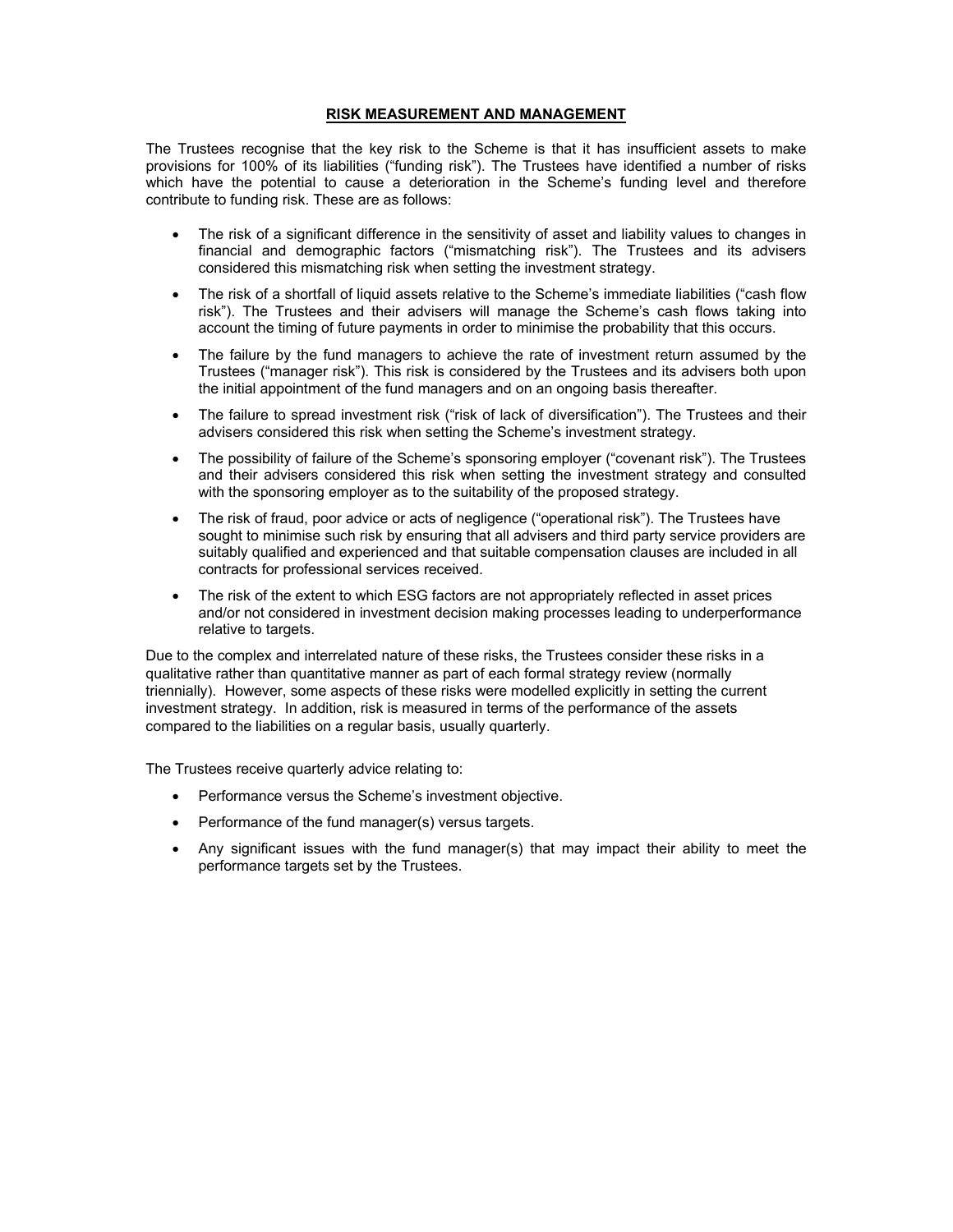## RISK MEASUREMENT AND MANAGEMENT

The Trustees recognise that the key risk to the Scheme is that it has insufficient assets to make provisions for 100% of its liabilities ("funding risk"). The Trustees have identified a number of risks which have the potential to cause a deterioration in the Scheme's funding level and therefore contribute to funding risk. These are as follows:

- The risk of a significant difference in the sensitivity of asset and liability values to changes in financial and demographic factors ("mismatching risk"). The Trustees and its advisers considered this mismatching risk when setting the investment strategy.
- The risk of a shortfall of liquid assets relative to the Scheme's immediate liabilities ("cash flow risk"). The Trustees and their advisers will manage the Scheme's cash flows taking into account the timing of future payments in order to minimise the probability that this occurs.
- The failure by the fund managers to achieve the rate of investment return assumed by the Trustees ("manager risk"). This risk is considered by the Trustees and its advisers both upon the initial appointment of the fund managers and on an ongoing basis thereafter.
- The failure to spread investment risk ("risk of lack of diversification"). The Trustees and their advisers considered this risk when setting the Scheme's investment strategy.
- The possibility of failure of the Scheme's sponsoring employer ("covenant risk"). The Trustees and their advisers considered this risk when setting the investment strategy and consulted with the sponsoring employer as to the suitability of the proposed strategy.
- The risk of fraud, poor advice or acts of negligence ("operational risk"). The Trustees have sought to minimise such risk by ensuring that all advisers and third party service providers are suitably qualified and experienced and that suitable compensation clauses are included in all contracts for professional services received.
- The risk of the extent to which ESG factors are not appropriately reflected in asset prices and/or not considered in investment decision making processes leading to underperformance relative to targets.

Due to the complex and interrelated nature of these risks, the Trustees consider these risks in a qualitative rather than quantitative manner as part of each formal strategy review (normally triennially). However, some aspects of these risks were modelled explicitly in setting the current investment strategy. In addition, risk is measured in terms of the performance of the assets compared to the liabilities on a regular basis, usually quarterly.

The Trustees receive quarterly advice relating to:

- Performance versus the Scheme's investment objective.
- Performance of the fund manager(s) versus targets.
- Any significant issues with the fund manager(s) that may impact their ability to meet the performance targets set by the Trustees.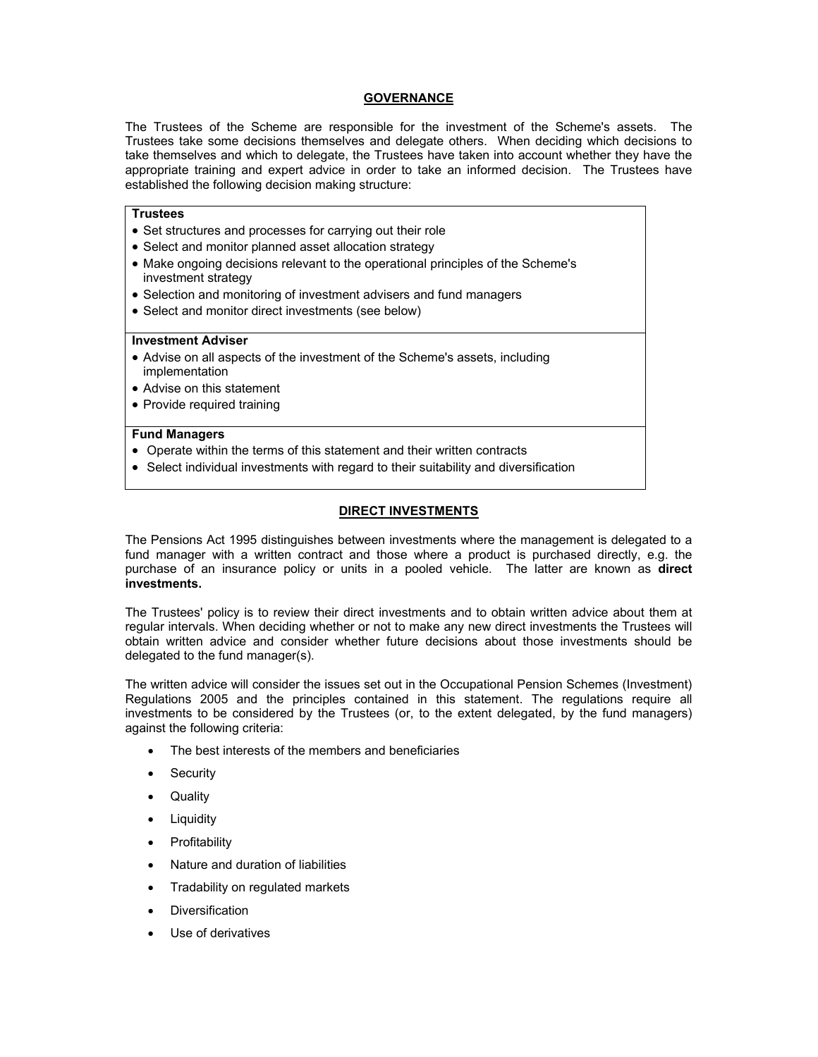## GOVERNANCE

The Trustees of the Scheme are responsible for the investment of the Scheme's assets. The Trustees take some decisions themselves and delegate others. When deciding which decisions to take themselves and which to delegate, the Trustees have taken into account whether they have the appropriate training and expert advice in order to take an informed decision. The Trustees have established the following decision making structure:

| **Trustees** |
| --- |
| • Set structures and processes for carrying out their role<br>• Select and monitor planned asset allocation strategy<br>• Make ongoing decisions relevant to the operational principles of the Scheme's investment strategy<br>• Selection and monitoring of investment advisers and fund managers<br>• Select and monitor direct investments (see below) |
| **Investment Adviser** |
| • Advise on all aspects of the investment of the Scheme's assets, including implementation<br>• Advise on this statement<br>• Provide required training |
| **Fund Managers** |
| • Operate within the terms of this statement and their written contracts<br>• Select individual investments with regard to their suitability and diversification |

## DIRECT INVESTMENTS

The Pensions Act 1995 distinguishes between investments where the management is delegated to a fund manager with a written contract and those where a product is purchased directly, e.g. the purchase of an insurance policy or units in a pooled vehicle. The latter are known as **direct investments.**

The Trustees' policy is to review their direct investments and to obtain written advice about them at regular intervals. When deciding whether or not to make any new direct investments the Trustees will obtain written advice and consider whether future decisions about those investments should be delegated to the fund manager(s).

The written advice will consider the issues set out in the Occupational Pension Schemes (Investment) Regulations 2005 and the principles contained in this statement. The regulations require all investments to be considered by the Trustees (or, to the extent delegated, by the fund managers) against the following criteria:

- The best interests of the members and beneficiaries
- Security
- Quality
- Liquidity
- Profitability
- Nature and duration of liabilities
- Tradability on regulated markets
- Diversification
- Use of derivatives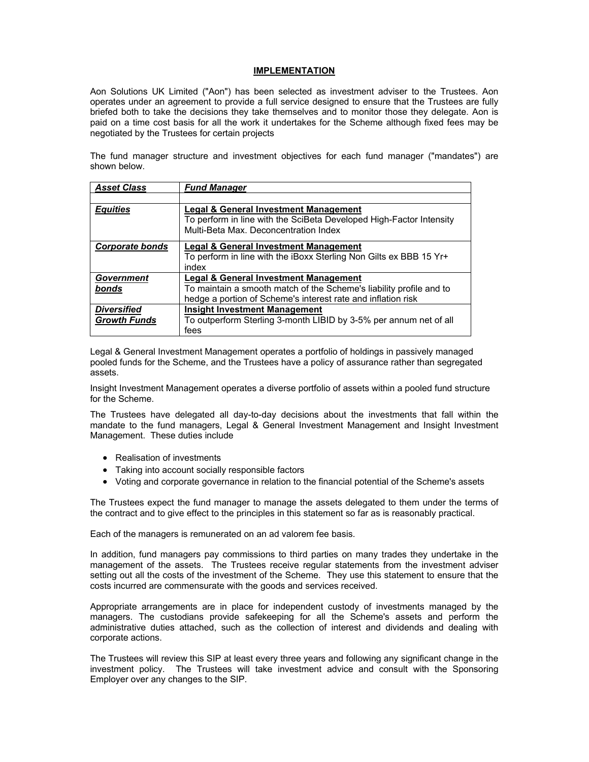## IMPLEMENTATION

Aon Solutions UK Limited ("Aon") has been selected as investment adviser to the Trustees. Aon operates under an agreement to provide a full service designed to ensure that the Trustees are fully briefed both to take the decisions they take themselves and to monitor those they delegate. Aon is paid on a time cost basis for all the work it undertakes for the Scheme although fixed fees may be negotiated by the Trustees for certain projects

The fund manager structure and investment objectives for each fund manager ("mandates") are shown below.

| *Asset Class* | *Fund Manager* |
|---|---|
| | |
| ***Equities*** | **Legal & General Investment Management**<br>To perform in line with the SciBeta Developed High-Factor Intensity Multi-Beta Max. Deconcentration Index |
| ***Corporate bonds*** | **Legal & General Investment Management**<br>To perform in line with the iBoxx Sterling Non Gilts ex BBB 15 Yr+ index |
| ***Government bonds*** | **Legal & General Investment Management**<br>To maintain a smooth match of the Scheme's liability profile and to hedge a portion of Scheme's interest rate and inflation risk |
| ***Diversified Growth Funds*** | **Insight Investment Management**<br>To outperform Sterling 3-month LIBID by 3-5% per annum net of all fees |

Legal & General Investment Management operates a portfolio of holdings in passively managed pooled funds for the Scheme, and the Trustees have a policy of assurance rather than segregated assets.

Insight Investment Management operates a diverse portfolio of assets within a pooled fund structure for the Scheme.

The Trustees have delegated all day-to-day decisions about the investments that fall within the mandate to the fund managers, Legal & General Investment Management and Insight Investment Management. These duties include

- Realisation of investments
- Taking into account socially responsible factors
- Voting and corporate governance in relation to the financial potential of the Scheme's assets

The Trustees expect the fund manager to manage the assets delegated to them under the terms of the contract and to give effect to the principles in this statement so far as is reasonably practical.

Each of the managers is remunerated on an ad valorem fee basis.

In addition, fund managers pay commissions to third parties on many trades they undertake in the management of the assets. The Trustees receive regular statements from the investment adviser setting out all the costs of the investment of the Scheme. They use this statement to ensure that the costs incurred are commensurate with the goods and services received.

Appropriate arrangements are in place for independent custody of investments managed by the managers. The custodians provide safekeeping for all the Scheme's assets and perform the administrative duties attached, such as the collection of interest and dividends and dealing with corporate actions.

The Trustees will review this SIP at least every three years and following any significant change in the investment policy. The Trustees will take investment advice and consult with the Sponsoring Employer over any changes to the SIP.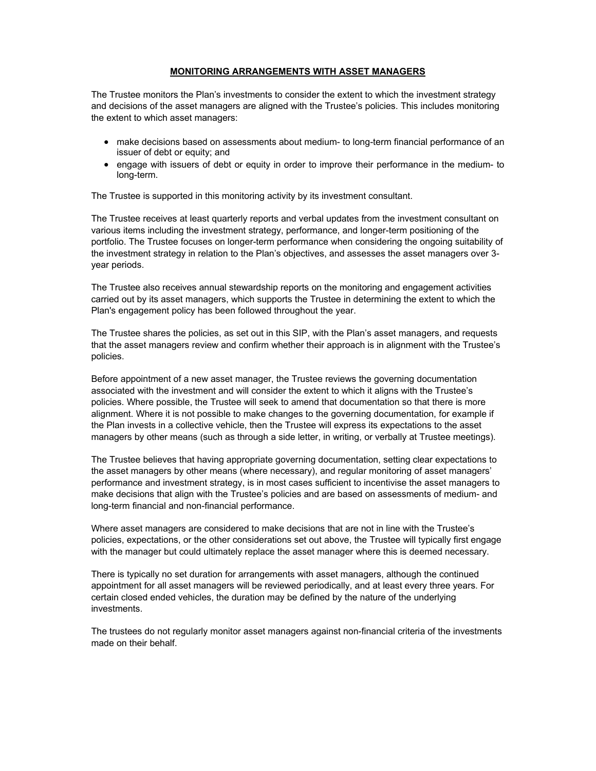## MONITORING ARRANGEMENTS WITH ASSET MANAGERS

The Trustee monitors the Plan's investments to consider the extent to which the investment strategy and decisions of the asset managers are aligned with the Trustee's policies. This includes monitoring the extent to which asset managers:

- make decisions based on assessments about medium- to long-term financial performance of an issuer of debt or equity; and
- engage with issuers of debt or equity in order to improve their performance in the medium- to long-term.

The Trustee is supported in this monitoring activity by its investment consultant.

The Trustee receives at least quarterly reports and verbal updates from the investment consultant on various items including the investment strategy, performance, and longer-term positioning of the portfolio. The Trustee focuses on longer-term performance when considering the ongoing suitability of the investment strategy in relation to the Plan's objectives, and assesses the asset managers over 3-year periods.

The Trustee also receives annual stewardship reports on the monitoring and engagement activities carried out by its asset managers, which supports the Trustee in determining the extent to which the Plan's engagement policy has been followed throughout the year.

The Trustee shares the policies, as set out in this SIP, with the Plan's asset managers, and requests that the asset managers review and confirm whether their approach is in alignment with the Trustee's policies.

Before appointment of a new asset manager, the Trustee reviews the governing documentation associated with the investment and will consider the extent to which it aligns with the Trustee's policies. Where possible, the Trustee will seek to amend that documentation so that there is more alignment. Where it is not possible to make changes to the governing documentation, for example if the Plan invests in a collective vehicle, then the Trustee will express its expectations to the asset managers by other means (such as through a side letter, in writing, or verbally at Trustee meetings).

The Trustee believes that having appropriate governing documentation, setting clear expectations to the asset managers by other means (where necessary), and regular monitoring of asset managers' performance and investment strategy, is in most cases sufficient to incentivise the asset managers to make decisions that align with the Trustee's policies and are based on assessments of medium- and long-term financial and non-financial performance.

Where asset managers are considered to make decisions that are not in line with the Trustee's policies, expectations, or the other considerations set out above, the Trustee will typically first engage with the manager but could ultimately replace the asset manager where this is deemed necessary.

There is typically no set duration for arrangements with asset managers, although the continued appointment for all asset managers will be reviewed periodically, and at least every three years. For certain closed ended vehicles, the duration may be defined by the nature of the underlying investments.

The trustees do not regularly monitor asset managers against non-financial criteria of the investments made on their behalf.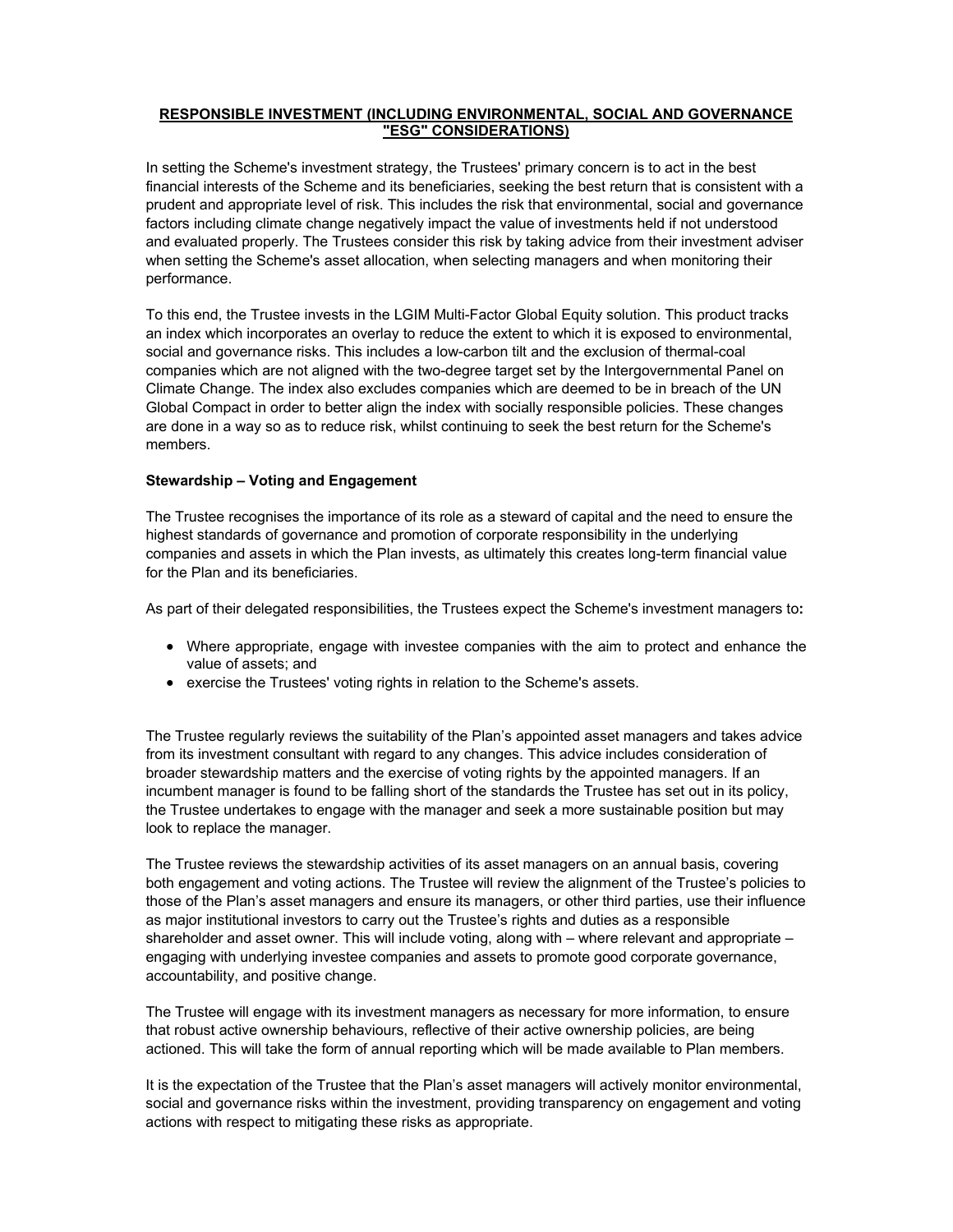## RESPONSIBLE INVESTMENT (INCLUDING ENVIRONMENTAL, SOCIAL AND GOVERNANCE "ESG" CONSIDERATIONS)

In setting the Scheme's investment strategy, the Trustees' primary concern is to act in the best financial interests of the Scheme and its beneficiaries, seeking the best return that is consistent with a prudent and appropriate level of risk. This includes the risk that environmental, social and governance factors including climate change negatively impact the value of investments held if not understood and evaluated properly. The Trustees consider this risk by taking advice from their investment adviser when setting the Scheme's asset allocation, when selecting managers and when monitoring their performance.

To this end, the Trustee invests in the LGIM Multi-Factor Global Equity solution. This product tracks an index which incorporates an overlay to reduce the extent to which it is exposed to environmental, social and governance risks. This includes a low-carbon tilt and the exclusion of thermal-coal companies which are not aligned with the two-degree target set by the Intergovernmental Panel on Climate Change. The index also excludes companies which are deemed to be in breach of the UN Global Compact in order to better align the index with socially responsible policies. These changes are done in a way so as to reduce risk, whilst continuing to seek the best return for the Scheme's members.

### Stewardship – Voting and Engagement

The Trustee recognises the importance of its role as a steward of capital and the need to ensure the highest standards of governance and promotion of corporate responsibility in the underlying companies and assets in which the Plan invests, as ultimately this creates long-term financial value for the Plan and its beneficiaries.

As part of their delegated responsibilities, the Trustees expect the Scheme's investment managers to**:**

- Where appropriate, engage with investee companies with the aim to protect and enhance the value of assets; and
- exercise the Trustees' voting rights in relation to the Scheme's assets.

The Trustee regularly reviews the suitability of the Plan's appointed asset managers and takes advice from its investment consultant with regard to any changes. This advice includes consideration of broader stewardship matters and the exercise of voting rights by the appointed managers. If an incumbent manager is found to be falling short of the standards the Trustee has set out in its policy, the Trustee undertakes to engage with the manager and seek a more sustainable position but may look to replace the manager.

The Trustee reviews the stewardship activities of its asset managers on an annual basis, covering both engagement and voting actions. The Trustee will review the alignment of the Trustee's policies to those of the Plan's asset managers and ensure its managers, or other third parties, use their influence as major institutional investors to carry out the Trustee's rights and duties as a responsible shareholder and asset owner. This will include voting, along with – where relevant and appropriate – engaging with underlying investee companies and assets to promote good corporate governance, accountability, and positive change.

The Trustee will engage with its investment managers as necessary for more information, to ensure that robust active ownership behaviours, reflective of their active ownership policies, are being actioned. This will take the form of annual reporting which will be made available to Plan members.

It is the expectation of the Trustee that the Plan's asset managers will actively monitor environmental, social and governance risks within the investment, providing transparency on engagement and voting actions with respect to mitigating these risks as appropriate.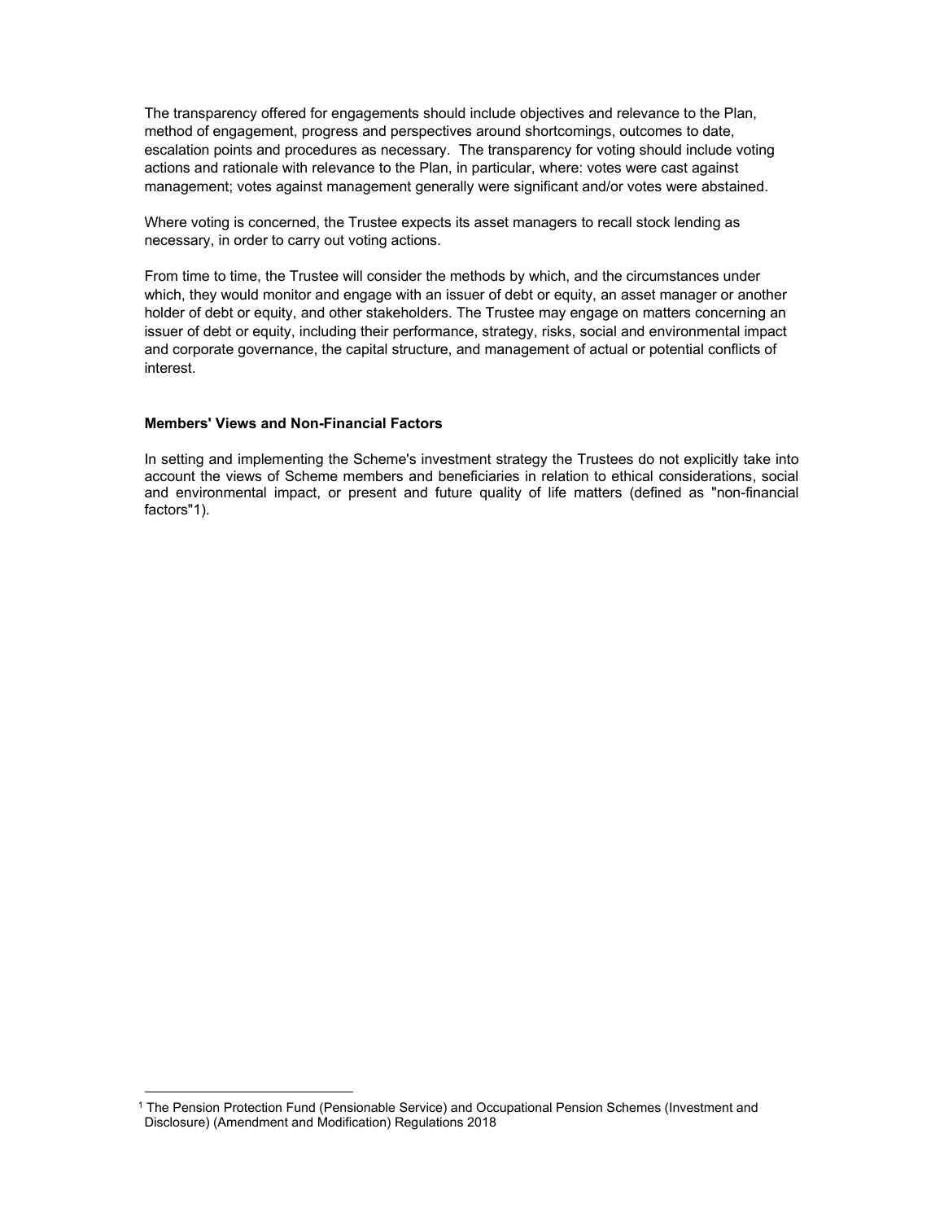The transparency offered for engagements should include objectives and relevance to the Plan, method of engagement, progress and perspectives around shortcomings, outcomes to date, escalation points and procedures as necessary. The transparency for voting should include voting actions and rationale with relevance to the Plan, in particular, where: votes were cast against management; votes against management generally were significant and/or votes were abstained.

Where voting is concerned, the Trustee expects its asset managers to recall stock lending as necessary, in order to carry out voting actions.

From time to time, the Trustee will consider the methods by which, and the circumstances under which, they would monitor and engage with an issuer of debt or equity, an asset manager or another holder of debt or equity, and other stakeholders. The Trustee may engage on matters concerning an issuer of debt or equity, including their performance, strategy, risks, social and environmental impact and corporate governance, the capital structure, and management of actual or potential conflicts of interest.

**Members' Views and Non-Financial Factors**

In setting and implementing the Scheme's investment strategy the Trustees do not explicitly take into account the views of Scheme members and beneficiaries in relation to ethical considerations, social and environmental impact, or present and future quality of life matters (defined as "non-financial factors"[1]).

[1] The Pension Protection Fund (Pensionable Service) and Occupational Pension Schemes (Investment and Disclosure) (Amendment and Modification) Regulations 2018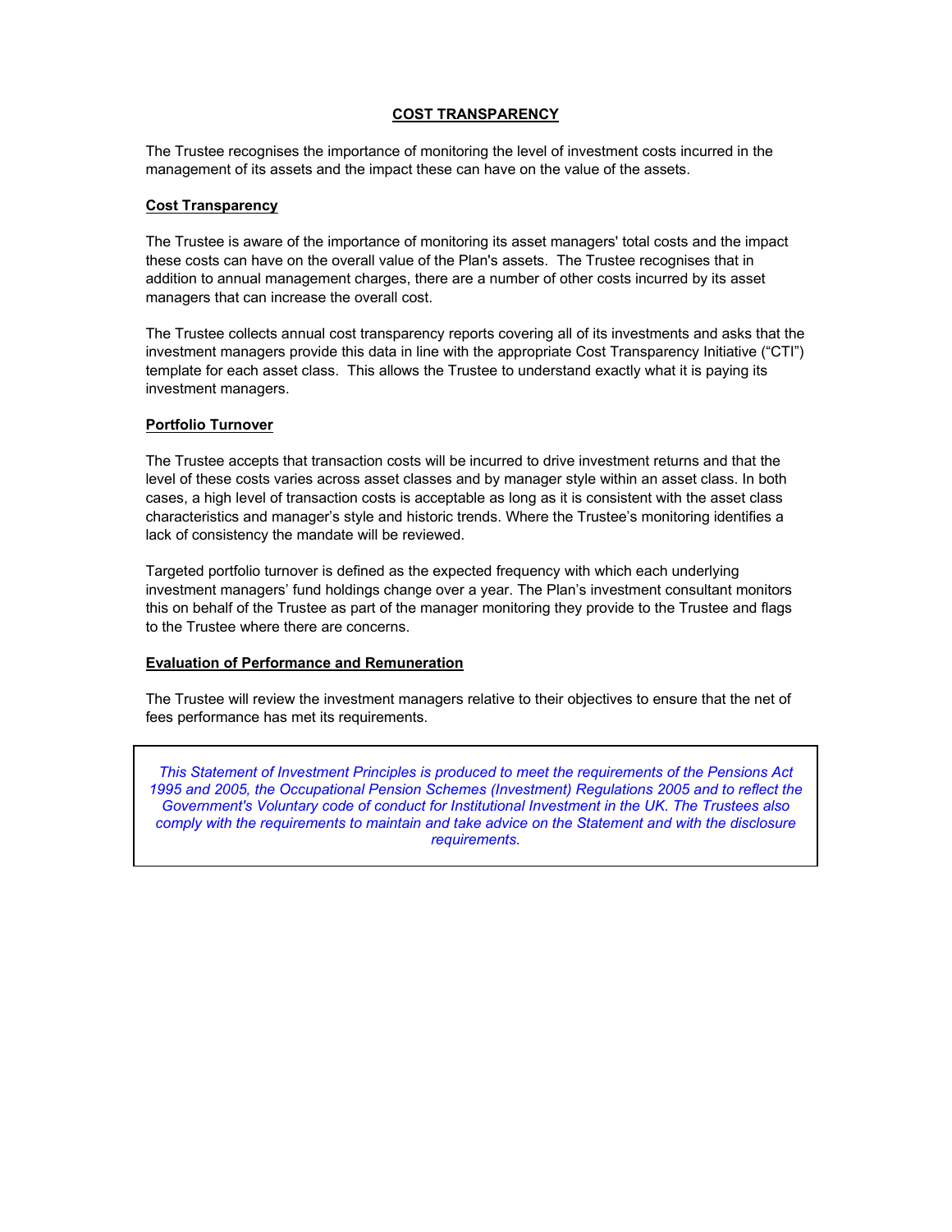## COST TRANSPARENCY

The Trustee recognises the importance of monitoring the level of investment costs incurred in the management of its assets and the impact these can have on the value of the assets.

### Cost Transparency

The Trustee is aware of the importance of monitoring its asset managers' total costs and the impact these costs can have on the overall value of the Plan's assets. The Trustee recognises that in addition to annual management charges, there are a number of other costs incurred by its asset managers that can increase the overall cost.

The Trustee collects annual cost transparency reports covering all of its investments and asks that the investment managers provide this data in line with the appropriate Cost Transparency Initiative ("CTI") template for each asset class. This allows the Trustee to understand exactly what it is paying its investment managers.

### Portfolio Turnover

The Trustee accepts that transaction costs will be incurred to drive investment returns and that the level of these costs varies across asset classes and by manager style within an asset class. In both cases, a high level of transaction costs is acceptable as long as it is consistent with the asset class characteristics and manager's style and historic trends. Where the Trustee's monitoring identifies a lack of consistency the mandate will be reviewed.

Targeted portfolio turnover is defined as the expected frequency with which each underlying investment managers' fund holdings change over a year. The Plan's investment consultant monitors this on behalf of the Trustee as part of the manager monitoring they provide to the Trustee and flags to the Trustee where there are concerns.

### Evaluation of Performance and Remuneration

The Trustee will review the investment managers relative to their objectives to ensure that the net of fees performance has met its requirements.

*This Statement of Investment Principles is produced to meet the requirements of the Pensions Act 1995 and 2005, the Occupational Pension Schemes (Investment) Regulations 2005 and to reflect the Government's Voluntary code of conduct for Institutional Investment in the UK. The Trustees also comply with the requirements to maintain and take advice on the Statement and with the disclosure requirements.*